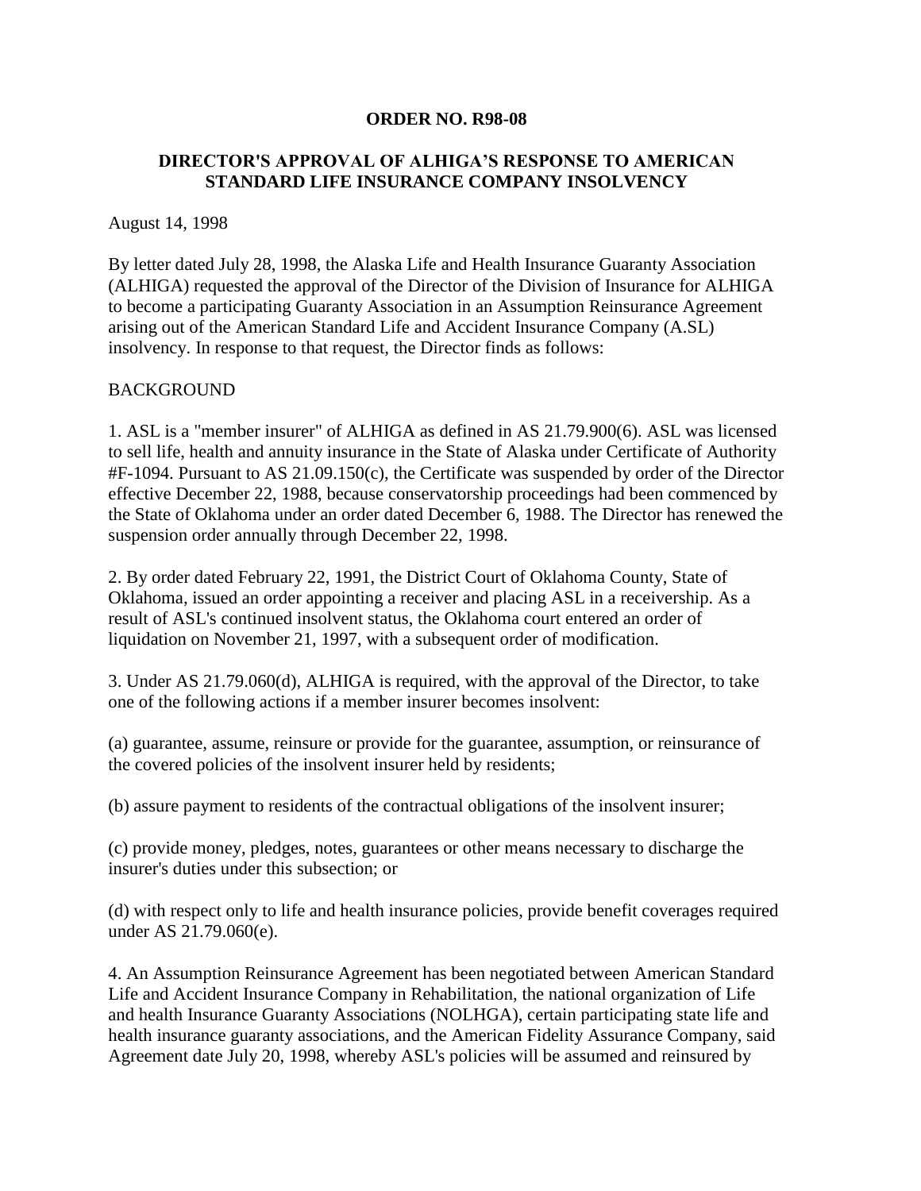**ORDER NO. R98-08**

**DIRECTOR'S APPROVAL OF ALHIGA'S RESPONSE TO AMERICAN STANDARD LIFE INSURANCE COMPANY INSOLVENCY**

August 14, 1998

By letter dated July 28, 1998, the Alaska Life and Health Insurance Guaranty Association (ALHIGA) requested the approval of the Director of the Division of Insurance for ALHIGA to become a participating Guaranty Association in an Assumption Reinsurance Agreement arising out of the American Standard Life and Accident Insurance Company (A.SL) insolvency. In response to that request, the Director finds as follows:

BACKGROUND

1. ASL is a "member insurer" of ALHIGA as defined in AS 21.79.900(6). ASL was licensed to sell life, health and annuity insurance in the State of Alaska under Certificate of Authority #F-1094. Pursuant to AS 21.09.150(c), the Certificate was suspended by order of the Director effective December 22, 1988, because conservatorship proceedings had been commenced by the State of Oklahoma under an order dated December 6, 1988. The Director has renewed the suspension order annually through December 22, 1998.

2. By order dated February 22, 1991, the District Court of Oklahoma County, State of Oklahoma, issued an order appointing a receiver and placing ASL in a receivership. As a result of ASL's continued insolvent status, the Oklahoma court entered an order of liquidation on November 21, 1997, with a subsequent order of modification.

3. Under AS 21.79.060(d), ALHIGA is required, with the approval of the Director, to take one of the following actions if a member insurer becomes insolvent:

(a) guarantee, assume, reinsure or provide for the guarantee, assumption, or reinsurance of the covered policies of the insolvent insurer held by residents;

(b) assure payment to residents of the contractual obligations of the insolvent insurer;

(c) provide money, pledges, notes, guarantees or other means necessary to discharge the insurer's duties under this subsection; or

(d) with respect only to life and health insurance policies, provide benefit coverages required under AS 21.79.060(e).

4. An Assumption Reinsurance Agreement has been negotiated between American Standard Life and Accident Insurance Company in Rehabilitation, the national organization of Life and health Insurance Guaranty Associations (NOLHGA), certain participating state life and health insurance guaranty associations, and the American Fidelity Assurance Company, said Agreement date July 20, 1998, whereby ASL's policies will be assumed and reinsured by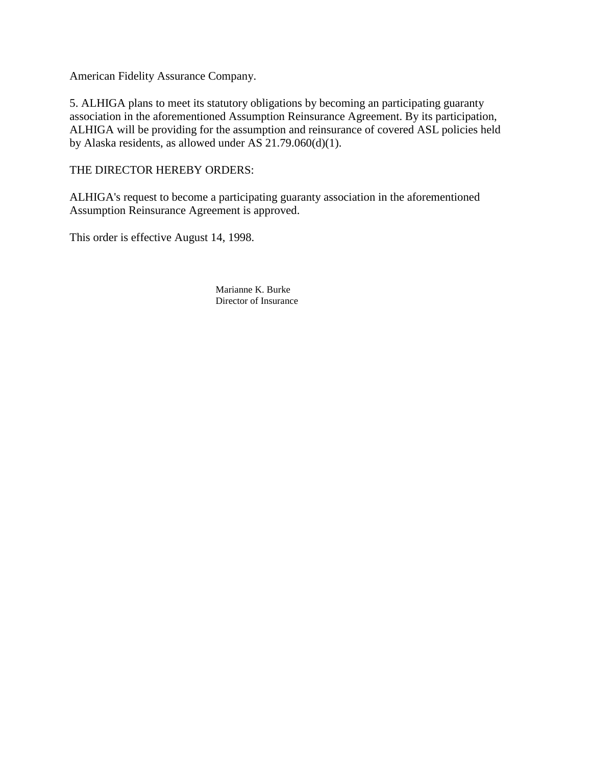American Fidelity Assurance Company.

5. ALHIGA plans to meet its statutory obligations by becoming an participating guaranty association in the aforementioned Assumption Reinsurance Agreement. By its participation, ALHIGA will be providing for the assumption and reinsurance of covered ASL policies held by Alaska residents, as allowed under AS 21.79.060(d)(1).

THE DIRECTOR HEREBY ORDERS:

ALHIGA's request to become a participating guaranty association in the aforementioned Assumption Reinsurance Agreement is approved.

This order is effective August 14, 1998.

Marianne K. Burke
Director of Insurance